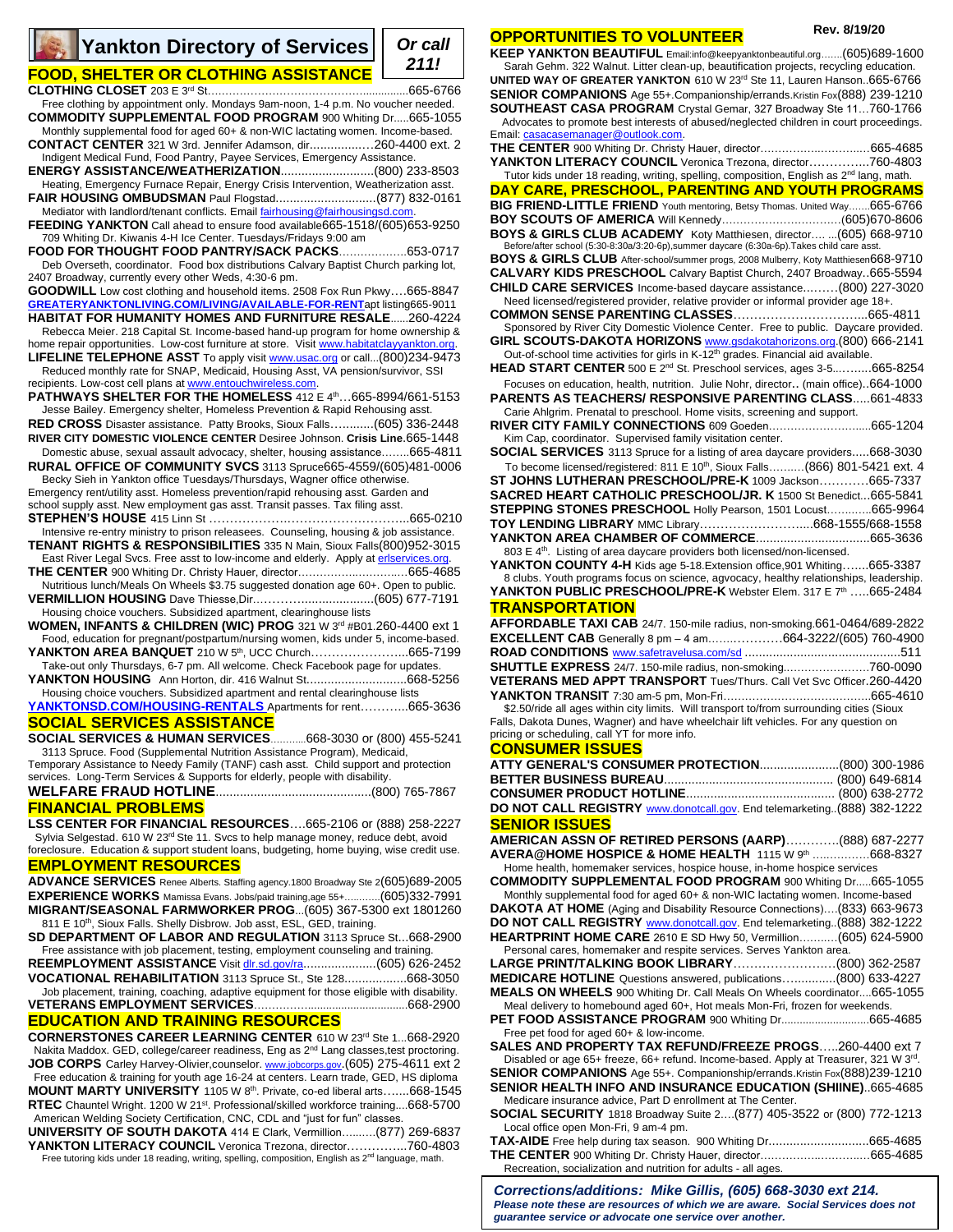# Yankton Directory of Services

*Or call 211!*

Rev. 8/19/20

## FOOD, SHELTER OR CLOTHING ASSISTANCE

**CLOTHING CLOSET** 203 E 3rd St……………………………………................665-6766
Free clothing by appointment only. Mondays 9am-noon, 1-4 p.m. No voucher needed.

**COMMODITY SUPPLEMENTAL FOOD PROGRAM** 900 Whiting Dr.....665-1055
Monthly supplemental food for aged 60+ & non-WIC lactating women. Income-based.

**CONTACT CENTER** 321 W 3rd. Jennifer Adamson, dir..................260-4400 ext. 2
Indigent Medical Fund, Food Pantry, Payee Services, Emergency Assistance.

**ENERGY ASSISTANCE/WEATHERIZATION**............................(800) 233-8503
Heating, Emergency Furnace Repair, Energy Crisis Intervention, Weatherization asst.

**FAIR HOUSING OMBUDSMAN** Paul Flogstad.............................(877) 832-0161
Mediator with landlord/tenant conflicts. Email fairhousing@fairhousingsd.com.

**FEEDING YANKTON** Call ahead to ensure food available665-1518/(605)653-9250
709 Whiting Dr. Kiwanis 4-H Ice Center. Tuesdays/Fridays 9:00 am

**FOOD FOR THOUGHT FOOD PANTRY/SACK PACKS**………………653-0717
Deb Overseth, coordinator. Food box distributions Calvary Baptist Church parking lot, 2407 Broadway, currently every other Weds, 4:30-6 pm.

**GOODWILL** Low cost clothing and household items. 2508 Fox Run Pkwy….665-8847
GREATERYANKTONLIVING.COM/LIVING/AVAILABLE-FOR-RENTapt listing665-9011

**HABITAT FOR HUMANITY HOMES AND FURNITURE RESALE**......260-4224
Rebecca Meier. 218 Capital St. Income-based hand-up program for home ownership & home repair opportunities. Low-cost furniture at store. Visit www.habitatclayyankton.org.

**LIFELINE TELEPHONE ASST** To apply visit www.usac.org or call...(800)234-9473
Reduced monthly rate for SNAP, Medicaid, Housing Asst, VA pension/survivor, SSI recipients. Low-cost cell plans at www.entouchwireless.com.

**PATHWAYS SHELTER FOR THE HOMELESS** 412 E 4th…665-8994/661-5153
Jesse Bailey. Emergency shelter, Homeless Prevention & Rapid Rehousing asst.

**RED CROSS** Disaster assistance. Patty Brooks, Sioux Falls…..........(605) 336-2448

**RIVER CITY DOMESTIC VIOLENCE CENTER** Desiree Johnson. **Crisis Line**.665-1448
Domestic abuse, sexual assault advocacy, shelter, housing assistance……..665-4811

**RURAL OFFICE OF COMMUNITY SVCS** 3113 Spruce665-4559/(605)481-0006
Becky Sieh in Yankton office Tuesdays/Thursdays, Wagner office otherwise. Emergency rent/utility asst. Homeless prevention/rapid rehousing asst. Garden and school supply asst. New employment gas asst. Transit passes. Tax filing asst.

**STEPHEN'S HOUSE** 415 Linn St ………………………………………...665-0210
Intensive re-entry ministry to prison releasees. Counseling, housing & job assistance.

**TENANT RIGHTS & RESPONSIBILITIES** 335 N Main, Sioux Falls(800)952-3015
East River Legal Svcs. Free asst to low-income and elderly. Apply at erlservices.org.

**THE CENTER** 900 Whiting Dr. Christy Hauer, director…………………….......665-4685
Nutritious lunch/Meals On Wheels $3.75 suggested donation age 60+. Open to public.

**VERMILLION HOUSING** Dave Thiesse,Dir.……………...................(605) 677-7191
Housing choice vouchers. Subsidized apartment, clearinghouse lists

**WOMEN, INFANTS & CHILDREN (WIC) PROG** 321 W 3rd #B01.260-4400 ext 1
Food, education for pregnant/postpartum/nursing women, kids under 5, income-based.

**YANKTON AREA BANQUET** 210 W 5th, UCC Church……………………..665-7199
Take-out only Thursdays, 6-7 pm. All welcome. Check Facebook page for updates.

**YANKTON HOUSING** Ann Horton, dir. 416 Walnut St.............................668-5256
Housing choice vouchers. Subsidized apartment and rental clearinghouse lists

YANKTONSD.COM/HOUSING-RENTALS Apartments for rent………..665-3636

## SOCIAL SERVICES ASSISTANCE

**SOCIAL SERVICES & HUMAN SERVICES**...........668-3030 or (800) 455-5241
3113 Spruce. Food (Supplemental Nutrition Assistance Program), Medicaid, Temporary Assistance to Needy Family (TANF) cash asst. Child support and protection services. Long-Term Services & Supports for elderly, people with disability.

**WELFARE FRAUD HOTLINE**.............................................(800) 765-7867

## FINANCIAL PROBLEMS

**LSS CENTER FOR FINANCIAL RESOURCES**….665-2106 or (888) 258-2227
Sylvia Selgestad. 610 W 23rd Ste 11. Svcs to help manage money, reduce debt, avoid foreclosure. Education & support student loans, budgeting, home buying, wise credit use.

## EMPLOYMENT RESOURCES

**ADVANCE SERVICES** Renee Alberts. Staffing agency.1800 Broadway Ste 2(605)689-2005

**EXPERIENCE WORKS** Mamissa Evans. Jobs/paid training,age 55+............(605)332-7991

**MIGRANT/SEASONAL FARMWORKER PROG**...(605) 367-5300 ext 1801260
811 E 10th, Sioux Falls. Shelly Disbrow. Job asst, ESL, GED, training.

**SD DEPARTMENT OF LABOR AND REGULATION** 3113 Spruce St...668-2900
Free assistance with job placement, testing, employment counseling and training.

**REEMPLOYMENT ASSISTANCE** Visit dlr.sd.gov/ra......................(605) 626-2452

**VOCATIONAL REHABILITATION** 3113 Spruce St., Ste 128..................668-3050
Job placement, training, coaching, adaptive equipment for those eligible with disability.

**VETERANS EMPLOYMENT SERVICES**…………….............................668-2900

## EDUCATION AND TRAINING RESOURCES

**CORNERSTONES CAREER LEARNING CENTER** 610 W 23rd Ste 1...668-2920
Nakita Maddox. GED, college/career readiness, Eng as 2nd Lang classes,test proctoring.

**JOB CORPS** Carley Harvey-Olivier,counselor. www.jobcorps.gov.(605) 275-4611 ext 2
Free education & training for youth age 16-24 at centers. Learn trade, GED, HS diploma

**MOUNT MARTY UNIVERSITY** 1105 W 8th. Private, co-ed liberal arts…….668-1545

**RTEC** Chauntel Wright. 1200 W 21st. Professional/skilled workforce training....668-5700
American Welding Society Certification, CNC, CDL and "just for fun" classes.

**UNIVERSITY OF SOUTH DAKOTA** 414 E Clark, Vermillion..........(877) 269-6837

**YANKTON LITERACY COUNCIL** Veronica Trezona, director…………...760-4803
Free tutoring kids under 18 reading, writing, spelling, composition, English as 2nd language, math.

## OPPORTUNITIES TO VOLUNTEER

**KEEP YANKTON BEAUTIFUL** Email:info@keepyanktonbeautiful.org…….(605)689-1600
Sarah Gehm. 322 Walnut. Litter clean-up, beautification projects, recycling education.

**UNITED WAY OF GREATER YANKTON** 610 W 23rd Ste 11, Lauren Hanson..665-6766

**SENIOR COMPANIONS** Age 55+.Companionship/errands.Kristin Fox(888) 239-1210

**SOUTHEAST CASA PROGRAM** Crystal Gemar, 327 Broadway Ste 11…760-1766
Advocates to promote best interests of abused/neglected children in court proceedings. Email: casacasemanager@outlook.com.

**THE CENTER** 900 Whiting Dr. Christy Hauer, director……………..……….…665-4685

**YANKTON LITERACY COUNCIL** Veronica Trezona, director…………...760-4803
Tutor kids under 18 reading, writing, spelling, composition, English as 2nd lang, math.

## DAY CARE, PRESCHOOL, PARENTING AND YOUTH PROGRAMS

**BIG FRIEND-LITTLE FRIEND** Youth mentoring, Betsy Thomas. United Way…….665-6766

**BOY SCOUTS OF AMERICA** Will Kennedy……………………………(605)670-8606

**BOYS & GIRLS CLUB ACADEMY** Koty Matthiesen, director…. ...(605) 668-9710
Before/after school (5:30-8:30a/3:20-6p),summer daycare (6:30a-6p).Takes child care asst.

**BOYS & GIRLS CLUB** After-school/summer progs, 2008 Mulberry, Koty Matthiesen668-9710

**CALVARY KIDS PRESCHOOL** Calvary Baptist Church, 2407 Broadway..665-5594

**CHILD CARE SERVICES** Income-based daycare assistance..…….(800) 227-3020
Need licensed/registered provider, relative provider or informal provider age 18+.

**COMMON SENSE PARENTING CLASSES**…………………………...665-4811
Sponsored by River City Domestic Violence Center. Free to public. Daycare provided.

**GIRL SCOUTS-DAKOTA HORIZONS** www.gsdakotahorizons.org.(800) 666-2141
Out-of-school time activities for girls in K-12th grades. Financial aid available.

**HEAD START CENTER** 500 E 2nd St. Preschool services, ages 3-5...….....665-8254
Focuses on education, health, nutrition. Julie Nohr, director.. (main office)..664-1000

**PARENTS AS TEACHERS/ RESPONSIVE PARENTING CLASS**.....661-4833
Carie Ahlgrim. Prenatal to preschool. Home visits, screening and support.

**RIVER CITY FAMILY CONNECTIONS** 609 Goeden……………………......665-1204
Kim Cap, coordinator. Supervised family visitation center.

**SOCIAL SERVICES** 3113 Spruce for a listing of area daycare providers.....668-3030
To become licensed/registered: 811 E 10th, Sioux Falls……..(866) 801-5421 ext. 4

**ST JOHNS LUTHERAN PRESCHOOL/PRE-K** 1009 Jackson…………665-7337

**SACRED HEART CATHOLIC PRESCHOOL/JR. K** 1500 St Benedict...665-5841

**STEPPING STONES PRESCHOOL** Holly Pearson, 1501 Locust............665-9964

**TOY LENDING LIBRARY** MMC Library……………………....668-1555/668-1558

**YANKTON AREA CHAMBER OF COMMERCE**................................665-3636
803 E 4th. Listing of area daycare providers both licensed/non-licensed.

**YANKTON COUNTY 4-H** Kids age 5-18.Extension office,901 Whiting…....665-3387
8 clubs. Youth programs focus on science, agvocacy, healthy relationships, leadership.

**YANKTON PUBLIC PRESCHOOL/PRE-K** Webster Elem. 317 E 7th …..665-2484

## TRANSPORTATION

**AFFORDABLE TAXI CAB** 24/7. 150-mile radius, non-smoking.661-0464/689-2822

**EXCELLENT CAB** Generally 8 pm – 4 am……..………664-3222/(605) 760-4900

**ROAD CONDITIONS** www.safetravelusa.com/sd ............................................511

**SHUTTLE EXPRESS** 24/7. 150-mile radius, non-smoking..………………760-0090

**VETERANS MED APPT TRANSPORT** Tues/Thurs. Call Vet Svc Officer.260-4420

**YANKTON TRANSIT** 7:30 am-5 pm, Mon-Fri……………………………….665-4610
$2.50/ride all ages within city limits. Will transport to/from surrounding cities (Sioux Falls, Dakota Dunes, Wagner) and have wheelchair lift vehicles. For any question on pricing or scheduling, call YT for more info.

## CONSUMER ISSUES

**ATTY GENERAL'S CONSUMER PROTECTION**.......................(800) 300-1986

**BETTER BUSINESS BUREAU**................................................. (800) 649-6814

**CONSUMER PRODUCT HOTLINE**........................................... (800) 638-2772

**DO NOT CALL REGISTRY** www.donotcall.gov. End telemarketing..(888) 382-1222

## SENIOR ISSUES

**AMERICAN ASSN OF RETIRED PERSONS (AARP)**………….(888) 687-2277

**AVERA@HOME HOSPICE & HOME HEALTH** 1115 W 9th ................668-8327
Home health, homemaker services, hospice house, in-home hospice services

**COMMODITY SUPPLEMENTAL FOOD PROGRAM** 900 Whiting Dr.....665-1055
Monthly supplemental food for aged 60+ & non-WIC lactating women. Income-based

**DAKOTA AT HOME** (Aging and Disability Resource Connections)….(833) 663-9673

**DO NOT CALL REGISTRY** www.donotcall.gov. End telemarketing..(888) 382-1222

**HEARTPRINT HOME CARE** 2610 E SD Hwy 50, Vermillion………..(605) 624-5900
Personal cares, homemaker and respite services. Serves Yankton area.

**LARGE PRINT/TALKING BOOK LIBRARY**…………………….(800) 362-2587

**MEDICARE HOTLINE** Questions answered, publications…….........(800) 633-4227

**MEALS ON WHEELS** 900 Whiting Dr. Call Meals On Wheels coordinator....665-1055
Meal delivery to homebound aged 60+, Hot meals Mon-Fri, frozen for weekends.

**PET FOOD ASSISTANCE PROGRAM** 900 Whiting Dr.............................665-4685
Free pet food for aged 60+ & low-income.

**SALES AND PROPERTY TAX REFUND/FREEZE PROGS**…..260-4400 ext 7
Disabled or age 65+ freeze, 66+ refund. Income-based. Apply at Treasurer, 321 W 3rd.

**SENIOR COMPANIONS** Age 55+. Companionship/errands.Kristin Fox(888)239-1210

**SENIOR HEALTH INFO AND INSURANCE EDUCATION (SHIINE)**..665-4685
Medicare insurance advice, Part D enrollment at The Center.

**SOCIAL SECURITY** 1818 Broadway Suite 2….(877) 405-3522 or (800) 772-1213
Local office open Mon-Fri, 9 am-4 pm.

**TAX-AIDE** Free help during tax season. 900 Whiting Dr............................665-4685

**THE CENTER** 900 Whiting Dr. Christy Hauer, director…………………….....665-4685
Recreation, socialization and nutrition for adults - all ages.

***Corrections/additions: Mike Gillis, (605) 668-3030 ext 214.***
***Please note these are resources of which we are aware. Social Services does not guarantee service or advocate one service over another.***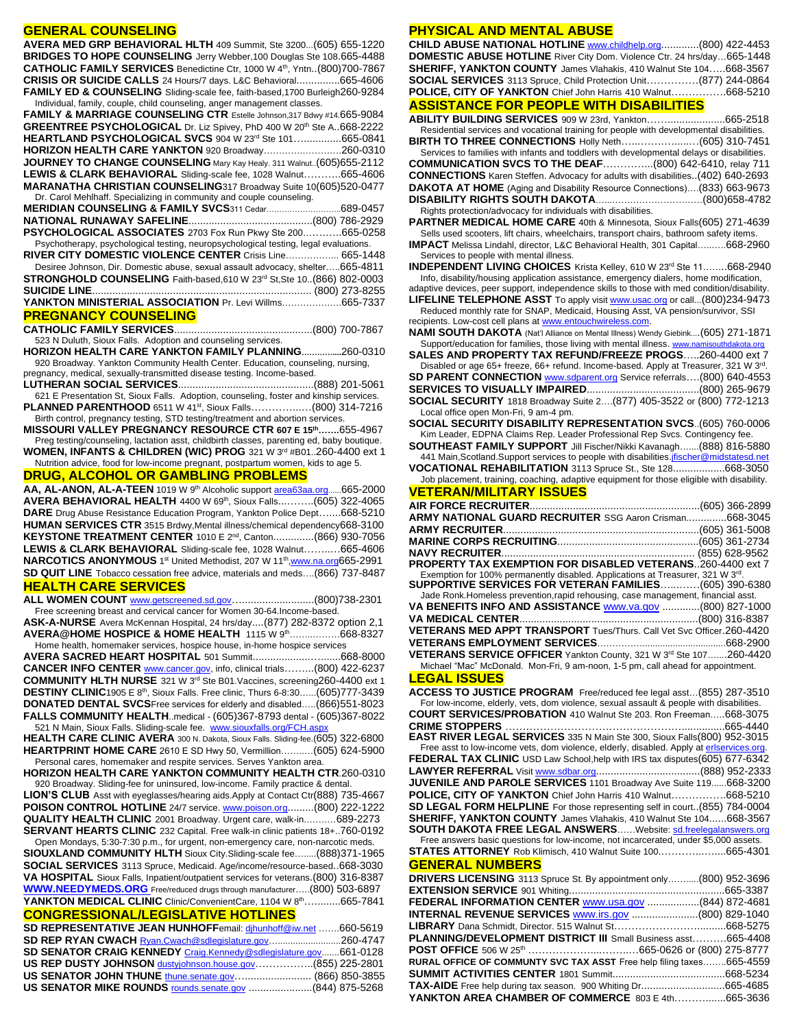## GENERAL COUNSELING

**AVERA MED GRP BEHAVIORAL HLTH** 409 Summit, Ste 3200...(605) 655-1220
**BRIDGES TO HOPE COUNSELING** Jerry Webber,100 Douglas Ste 108.665-4488
**CATHOLIC FAMILY SERVICES** Benedictine Ctr, 1000 W 4th, Yntn..(800)700-7867
**CRISIS OR SUICIDE CALLS** 24 Hours/7 days. L&C Behavioral..............665-4606
**FAMILY ED & COUNSELING** Sliding-scale fee, faith-based,1700 Burleigh260-9284
Individual, family, couple, child counseling, anger management classes.
**FAMILY & MARRIAGE COUNSELING CTR** Estelle Johnson,317 Bdwy #14.665-9084
**GREENTREE PSYCHOLOGICAL** Dr. Liz Spivey, PhD 400 W 20th Ste A..668-2222
**HEARTLAND PSYCHOLOGICAL SVCS** 904 W 23rd Ste 101...............665-0841
**HORIZON HEALTH CARE YANKTON** 920 Broadway.........................260-0310
**JOURNEY TO CHANGE COUNSELING** Mary Kay Healy. 311 Walnut..(605)655-2112
**LEWIS & CLARK BEHAVIORAL** Sliding-scale fee, 1028 Walnut..........665-4606
**MARANATHA CHRISTIAN COUNSELING**317 Broadway Suite 10(605)520-0477
Dr. Carol Mehlhaff. Specializing in community and couple counseling.
**MERIDIAN COUNSELING & FAMILY SVCS**311 Cedar...........................689-0457
**NATIONAL RUNAWAY SAFELINE**..........................................(800) 786-2929
**PSYCHOLOGICAL ASSOCIATES** 2703 Fox Run Pkwy Ste 200............665-0258
Psychotherapy, psychological testing, neuropsychological testing, legal evaluations.
**RIVER CITY DOMESTIC VIOLENCE CENTER** Crisis Line................. 665-1448
Desiree Johnson, Dir. Domestic abuse, sexual assault advocacy, shelter.....665-4811
**STRONGHOLD COUNSELING** Faith-based,610 W 23rd St,Ste 10..(866) 802-0003
**SUICIDE LINE**........................................................................ (800) 273-8255
**YANKTON MINISTERIAL ASSOCIATION** Pr. Levi Willms...................665-7337

## PREGNANCY COUNSELING

**CATHOLIC FAMILY SERVICES**...............................................(800) 700-7867
523 N Duluth, Sioux Falls. Adoption and counseling services.
**HORIZON HEALTH CARE YANKTON FAMILY PLANNING**...............260-0310
920 Broadway. Yankton Community Health Center. Education, counseling, nursing, pregnancy, medical, sexually-transmitted disease testing. Income-based.
**LUTHERAN SOCIAL SERVICES**..............................................(888) 201-5061
621 E Presentation St, Sioux Falls. Adoption, counseling, foster and kinship services.
**PLANNED PARENTHOOD** 6511 W 41st, Sioux Falls.................(800) 314-7216
Birth control, pregnancy testing, STD testing/treatment and abortion services.
**MISSOURI VALLEY PREGNANCY RESOURCE CTR 607 E 15th**.......655-4967
Preg testing/counseling, lactation asst, childbirth classes, parenting ed, baby boutique.
**WOMEN, INFANTS & CHILDREN (WIC) PROG** 321 W 3rd #B01..260-4400 ext 1
Nutrition advice, food for low-income pregnant, postpartum women, kids to age 5.

## DRUG, ALCOHOL OR GAMBLING PROBLEMS

**AA, AL-ANON, AL-A-TEEN** 1019 W 9th Alcoholic support area63aa.org......665-2000
**AVERA BEHAVIORAL HEALTH** 4400 W 69th, Sioux Falls..........(605) 322-4065
**DARE** Drug Abuse Resistance Education Program, Yankton Police Dept.......668-5210
**HUMAN SERVICES CTR** 3515 Brdwy,Mental illness/chemical dependency668-3100
**KEYSTONE TREATMENT CENTER** 1010 E 2nd, Canton..............(866) 930-7056
**LEWIS & CLARK BEHAVIORAL** Sliding-scale fee, 1028 Walnut..........665-4606
**NARCOTICS ANONYMOUS** 1st United Methodist, 207 W 11th,www.na.org665-2991
**SD QUIT LINE** Tobacco cessation free advice, materials and meds....(866) 737-8487

## HEALTH CARE SERVICES

**ALL WOMEN COUNT** www.getscreened.sd.gov............................(800)738-2301
Free screening breast and cervical cancer for Women 30-64.Income-based.
**ASK-A-NURSE** Avera McKennan Hospital, 24 hrs/day....(877) 282-8372 option 2,1
**AVERA@HOME HOSPICE & HOME HEALTH** 1115 W 9th...............668-8327
Home health, homemaker services, hospice house, in-home hospice services
**AVERA SACRED HEART HOSPITAL** 501 Summit...............................668-8000
**CANCER INFO CENTER** www.cancer.gov, info, clinical trials.........(800) 422-6237
**COMMUNITY HLTH NURSE** 321 W 3rd Ste B01.Vaccines, screening260-4400 ext 1
**DESTINY CLINIC**1905 E 8th, Sioux Falls. Free clinic, Thurs 6-8:30......(605)777-3439
**DONATED DENTAL SVCS**Free services for elderly and disabled.....(866)551-8023
**FALLS COMMUNITY HEALTH**..medical - (605)367-8793 dental - (605)367-8022
521 N Main, Sioux Falls. Sliding-scale fee. www.siouxfalls.org/FCH.aspx
**HEALTH CARE CLINIC AVERA** 300 N. Dakota, Sioux Falls. Sliding-fee.(605) 322-6800
**HEARTPRINT HOME CARE** 2610 E SD Hwy 50, Vermillion...........(605) 624-5900
Personal cares, homemaker and respite services. Serves Yankton area.
**HORIZON HEALTH CARE YANKTON COMMUNITY HEALTH CTR**.260-0310
920 Broadway. Sliding-fee for uninsured, low-income. Family practice & dental.
**LION'S CLUB** Asst with eyeglasses/hearing aids.Apply at Contact Ctr(888) 735-4667
**POISON CONTROL HOTLINE** 24/7 service. www.poison.org.........(800) 222-1222
**QUALITY HEALTH CLINIC** 2001 Broadway. Urgent care, walk-in..........689-2273
**SERVANT HEARTS CLINIC** 232 Capital. Free walk-in clinic patients 18+..760-0192
Open Mondays, 5:30-7:30 p.m., for urgent, non-emergency care, non-narcotic meds.
**SIOUXLAND COMMUNITY HLTH** Sioux City.Sliding-scale fee........(888)371-1965
**SOCIAL SERVICES** 3113 Spruce, Medicaid. Age/income/resource-based..668-3030
**VA HOSPITAL** Sioux Falls, Inpatient/outpatient services for veterans.(800) 316-8387
**WWW.NEEDYMEDS.ORG** Free/reduced drugs through manufacturer.....(800) 503-6897
**YANKTON MEDICAL CLINIC** Clinic/ConvenientCare, 1104 W 8th...........665-7841

## CONGRESSIONAL/LEGISLATIVE HOTLINES

**SD REPRESENTATIVE JEAN HUNHOFF**email: djhunhoff@iw.net .......660-5619
**SD REP RYAN CWACH** Ryan.Cwach@sdlegislature.gov...........................260-4747
**SD SENATOR CRAIG KENNEDY** Craig.Kennedy@sdlegislature.gov.......661-0128
**US REP DUSTY JOHNSON** dustyjohnson.house.gov.................(855) 225-2801
**US SENATOR JOHN THUNE** thune.senate.gov.......................... (866) 850-3855
**US SENATOR MIKE ROUNDS** rounds.senate.gov .....................(844) 875-5268

## PHYSICAL AND MENTAL ABUSE

**CHILD ABUSE NATIONAL HOTLINE** www.childhelp.org.............(800) 422-4453
**DOMESTIC ABUSE HOTLINE** River City Dom. Violence Ctr. 24 hrs/day...665-1448
**SHERIFF, YANKTON COUNTY** James Vlahakis, 410 Walnut Ste 104.....668-3567
**SOCIAL SERVICES** 3113 Spruce, Child Protection Unit...............(877) 244-0864
**POLICE, CITY OF YANKTON** Chief John Harris 410 Walnut................668-5210

## ASSISTANCE FOR PEOPLE WITH DISABILITIES

**ABILITY BUILDING SERVICES** 909 W 23rd, Yankton..........................665-2518
Residential services and vocational training for people with developmental disabilities.
**BIRTH TO THREE CONNECTIONS** Holly Neth............................(605) 310-7451
Services to families with infants and toddlers with developmental delays or disabilities.
**COMMUNICATION SVCS TO THE DEAF**..............(800) 642-6410, relay 711
**CONNECTIONS** Karen Steffen. Advocacy for adults with disabilities..(402) 640-2693
**DAKOTA AT HOME** (Aging and Disability Resource Connections)....(833) 663-9673
**DISABILITY RIGHTS SOUTH DAKOTA**.....................................(800)658-4782
Rights protection/advocacy for individuals with disabilities.
**PARTNER MEDICAL HOME CARE** 40th & Minnesota, Sioux Falls(605) 271-4639
Sells used scooters, lift chairs, wheelchairs, transport chairs, bathroom safety items.
**IMPACT** Melissa Lindahl, director, L&C Behavioral Health, 301 Capital..........668-2960
Services to people with mental illness.
**INDEPENDENT LIVING CHOICES** Krista Kelley, 610 W 23rd Ste 11........668-2940
Info, disability/housing application assistance, emergency dialers, home modification, adaptive devices, peer support, independence skills to those with med condition/disability.
**LIFELINE TELEPHONE ASST** To apply visit www.usac.org or call...(800)234-9473
Reduced monthly rate for SNAP, Medicaid, Housing Asst, VA pension/survivor, SSI recipients. Low-cost cell plans at www.entouchwireless.com.
**NAMI SOUTH DAKOTA** (Nat'l Alliance on Mental Illness) Wendy Giebink....(605) 271-1871
Support/education for families, those living with mental illness. www.namisouthdakota.org
**SALES AND PROPERTY TAX REFUND/FREEZE PROGS**.....260-4400 ext 7
Disabled or age 65+ freeze, 66+ refund. Income-based. Apply at Treasurer, 321 W 3rd.
**SD PARENT CONNECTION** www.sdparent.org Service referrals....(800) 640-4553
**SERVICES TO VISUALLY IMPAIRED**.......................................(800) 265-9679
**SOCIAL SECURITY** 1818 Broadway Suite 2....(877) 405-3522 or (800) 772-1213
Local office open Mon-Fri, 9 am-4 pm.
**SOCIAL SECURITY DISABILITY REPRESENTATION SVCS**..(605) 760-0006
Kim Leader, EDPNA Claims Rep. Leader Professional Rep Svcs. Contingency fee.
**SOUTHEAST FAMILY SUPPORT** Jill Fischer/Nikki Kavanagh.......(888) 816-5880
441 Main,Scotland.Support services to people with disabilities.jfischer@midstatesd.net
**VOCATIONAL REHABILITATION** 3113 Spruce St., Ste 128..................668-3050
Job placement, training, coaching, adaptive equipment for those eligible with disability.

## VETERAN/MILITARY ISSUES

**AIR FORCE RECRUITER**........................................................(605) 366-2899
**ARMY NATIONAL GUARD RECRUITER** SSG Aaron Crisman..............668-3045
**ARMY RECRUITER**...................................................................(605) 361-5008
**MARINE CORPS RECRUITING**................................................(605) 361-2734
**NAVY RECRUITER**.................................................................. (855) 628-9562
**PROPERTY TAX EXEMPTION FOR DISABLED VETERANS**..260-4400 ext 7
Exemption for 100% permanently disabled. Applications at Treasurer, 321 W 3rd.
**SUPPORTIVE SERVICES FOR VETERAN FAMILIES**............(605) 390-6380
Jade Ronk.Homeless prevention,rapid rehousing, case management, financial asst.
**VA BENEFITS INFO AND ASSISTANCE** www.va.gov .............(800) 827-1000
**VA MEDICAL CENTER**.............................................................(800) 316-8387
**VETERANS MED APPT TRANSPORT** Tues/Thurs. Call Vet Svc Officer.260-4420
**VETERANS EMPLOYMENT SERVICES**..............................................668-2900
**VETERANS SERVICE OFFICER** Yankton County, 321 W 3rd Ste 107.......260-4420
Michael "Mac" McDonald. Mon-Fri, 9 am-noon, 1-5 pm, call ahead for appointment.

## LEGAL ISSUES

**ACCESS TO JUSTICE PROGRAM** Free/reduced fee legal asst...(855) 287-3510
For low-income, elderly, vets, dom violence, sexual assault & people with disabilities.
**COURT SERVICES/PROBATION** 410 Walnut Ste 203. Ron Freeman.....668-3075
**CRIME STOPPERS** ..................................................................665-4440
**EAST RIVER LEGAL SERVICES** 335 N Main Ste 300, Sioux Falls(800) 952-3015
Free asst to low-income vets, dom violence, elderly, disabled. Apply at erlservices.org.
**FEDERAL TAX CLINIC** USD Law School,help with IRS tax disputes(605) 677-6342
**LAWYER REFERRAL** Visit www.sdbar.org...................................(888) 952-2333
**JUVENILE AND PAROLE SERVICES** 1101 Broadway Ave Suite 119......668-3200
**POLICE, CITY OF YANKTON** Chief John Harris 410 Walnut................668-5210
**SD LEGAL FORM HELPLINE** For those representing self in court..(855) 784-0004
**SHERIFF, YANKTON COUNTY** James Vlahakis, 410 Walnut Ste 104......668-3567
**SOUTH DAKOTA FREE LEGAL ANSWERS**......Website: sd.freelegalanswers.org
Free answers basic questions for low-income, not incarcerated, under $5,000 assets.
**STATES ATTORNEY** Rob Klimisch, 410 Walnut Suite 100.......................665-4301

## GENERAL NUMBERS

**DRIVERS LICENSING** 3113 Spruce St. By appointment only..........(800) 952-3696
**EXTENSION SERVICE** 901 Whiting.......................................................665-3387
**FEDERAL INFORMATION CENTER** www.usa.gov ..................(844) 872-4681
**INTERNAL REVENUE SERVICES** www.irs.gov .......................(800) 829-1040
**LIBRARY** Dana Schmidt, Director. 515 Walnut St.....................................668-5275
**PLANNING/DEVELOPMENT DISTRICT III** Small Business asst..........665-4408
**POST OFFICE** 506 W 25th ........................................665-0626 or (800) 275-8777
**RURAL OFFICE OF COMMUNTY SVC TAX ASST** Free help filing taxes........665-4559
**SUMMIT ACTIVITIES CENTER** 1801 Summit.......................................668-5234
**TAX-AIDE** Free help during tax season. 900 Whiting Dr.............................665-4685
**YANKTON AREA CHAMBER OF COMMERCE** 803 E 4th...............665-3636